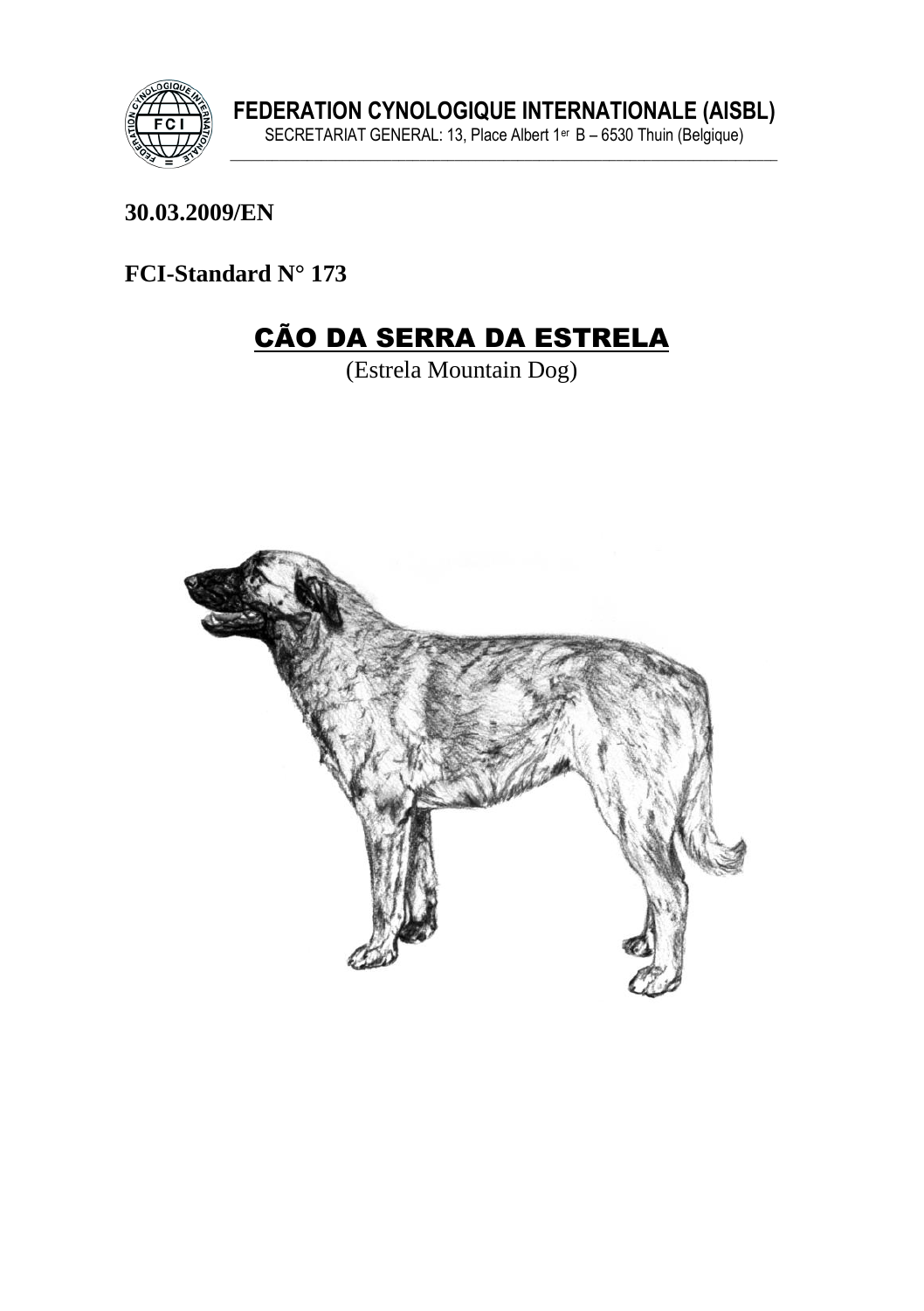**FEDERATION CYNOLOGIQUE INTERNATIONALE (AISBL)**
SECRETARIAT GENERAL: 13, Place Albert 1er B – 6530 Thuin (Belgique)

**30.03.2009/EN**

**FCI-Standard N° 173**

# CÃO DA SERRA DA ESTRELA

(Estrela Mountain Dog)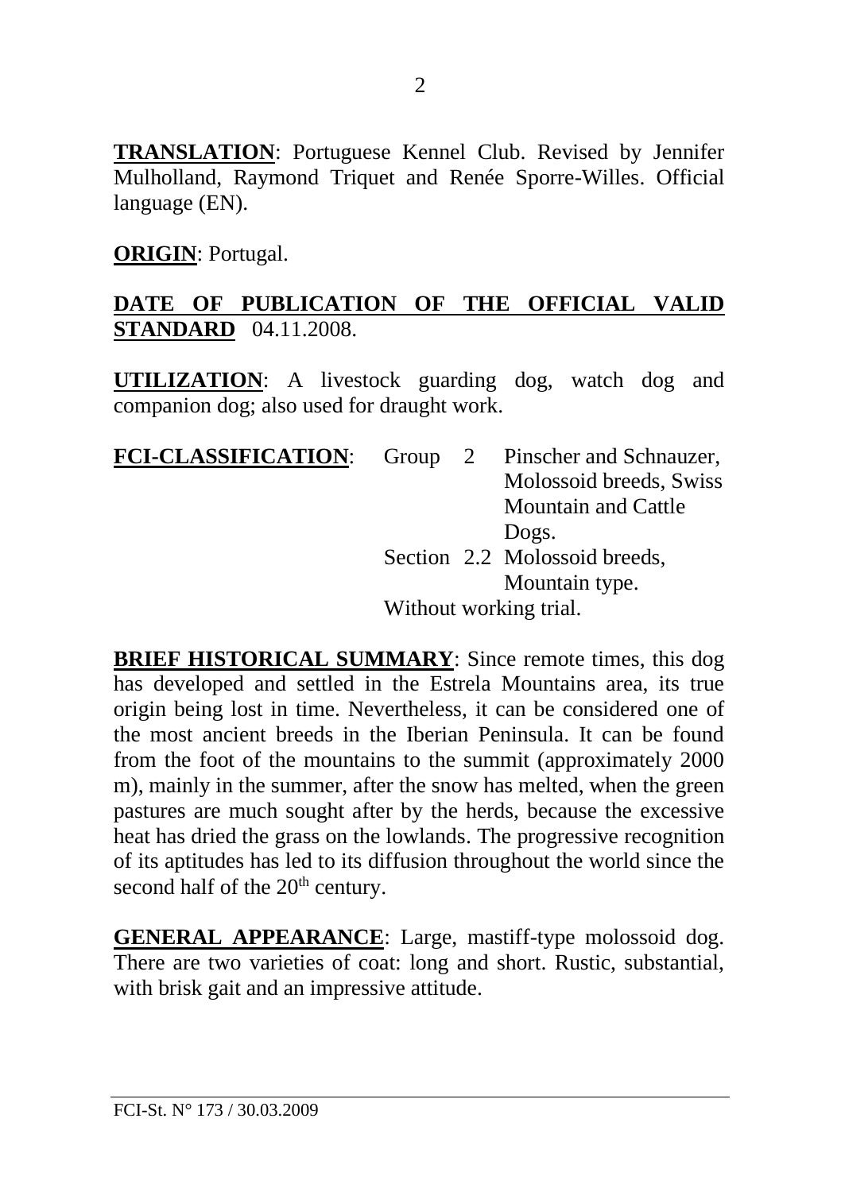**TRANSLATION**: Portuguese Kennel Club. Revised by Jennifer Mulholland, Raymond Triquet and Renée Sporre-Willes. Official language (EN).

**ORIGIN**: Portugal.

**DATE OF PUBLICATION OF THE OFFICIAL VALID STANDARD** 04.11.2008.

**UTILIZATION**: A livestock guarding dog, watch dog and companion dog; also used for draught work.

**FCI-CLASSIFICATION**: Group 2 Pinscher and Schnauzer, Molossoid breeds, Swiss Mountain and Cattle Dogs.
Section 2.2 Molossoid breeds, Mountain type.
Without working trial.

**BRIEF HISTORICAL SUMMARY**: Since remote times, this dog has developed and settled in the Estrela Mountains area, its true origin being lost in time. Nevertheless, it can be considered one of the most ancient breeds in the Iberian Peninsula. It can be found from the foot of the mountains to the summit (approximately 2000 m), mainly in the summer, after the snow has melted, when the green pastures are much sought after by the herds, because the excessive heat has dried the grass on the lowlands. The progressive recognition of its aptitudes has led to its diffusion throughout the world since the second half of the 20th century.

**GENERAL APPEARANCE**: Large, mastiff-type molossoid dog. There are two varieties of coat: long and short. Rustic, substantial, with brisk gait and an impressive attitude.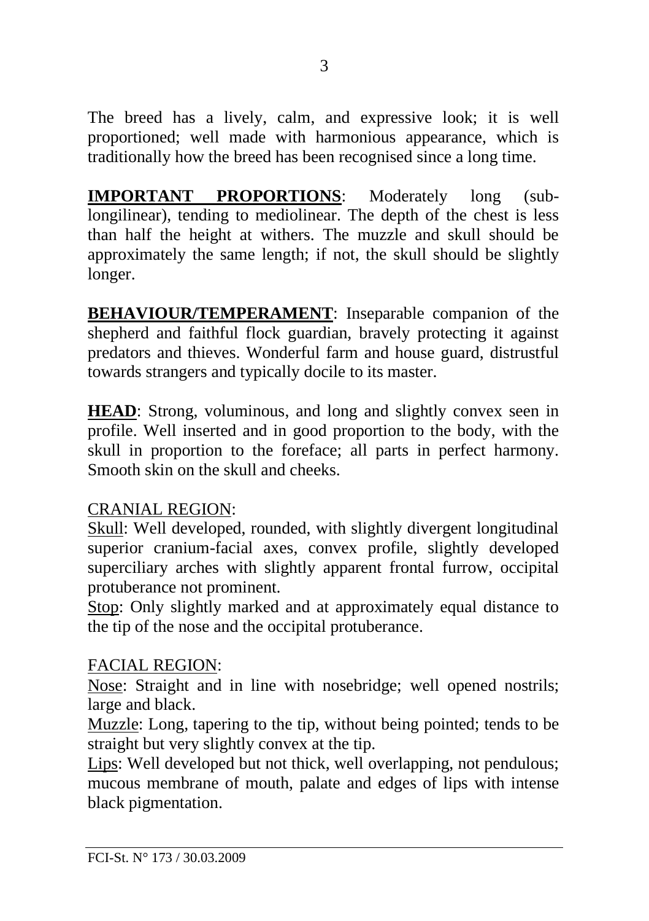The breed has a lively, calm, and expressive look; it is well proportioned; well made with harmonious appearance, which is traditionally how the breed has been recognised since a long time.

**IMPORTANT PROPORTIONS**: Moderately long (sub-longilinear), tending to mediolinear. The depth of the chest is less than half the height at withers. The muzzle and skull should be approximately the same length; if not, the skull should be slightly longer.

**BEHAVIOUR/TEMPERAMENT**: Inseparable companion of the shepherd and faithful flock guardian, bravely protecting it against predators and thieves. Wonderful farm and house guard, distrustful towards strangers and typically docile to its master.

**HEAD**: Strong, voluminous, and long and slightly convex seen in profile. Well inserted and in good proportion to the body, with the skull in proportion to the foreface; all parts in perfect harmony. Smooth skin on the skull and cheeks.

CRANIAL REGION:

Skull: Well developed, rounded, with slightly divergent longitudinal superior cranium-facial axes, convex profile, slightly developed superciliary arches with slightly apparent frontal furrow, occipital protuberance not prominent.

Stop: Only slightly marked and at approximately equal distance to the tip of the nose and the occipital protuberance.

FACIAL REGION:

Nose: Straight and in line with nosebridge; well opened nostrils; large and black.

Muzzle: Long, tapering to the tip, without being pointed; tends to be straight but very slightly convex at the tip.

Lips: Well developed but not thick, well overlapping, not pendulous; mucous membrane of mouth, palate and edges of lips with intense black pigmentation.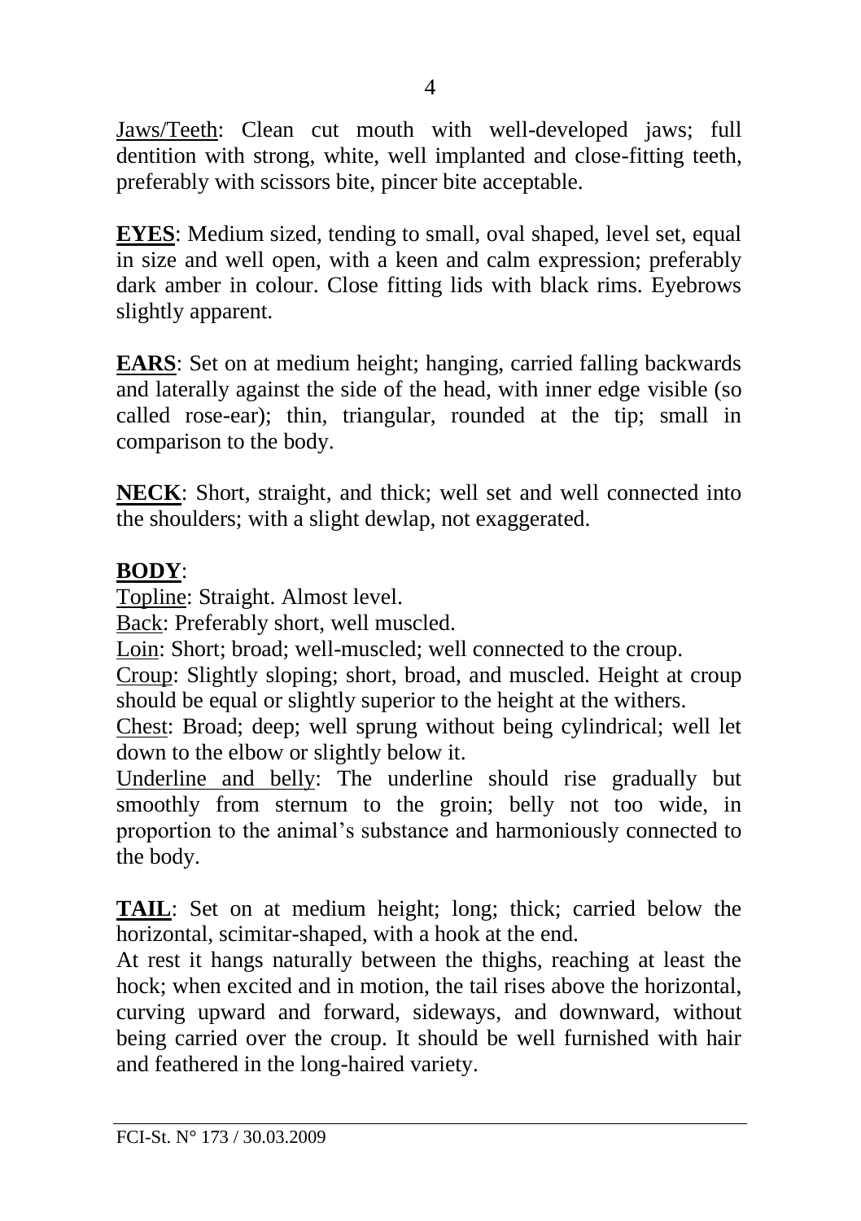Jaws/Teeth: Clean cut mouth with well-developed jaws; full dentition with strong, white, well implanted and close-fitting teeth, preferably with scissors bite, pincer bite acceptable.

**EYES**: Medium sized, tending to small, oval shaped, level set, equal in size and well open, with a keen and calm expression; preferably dark amber in colour. Close fitting lids with black rims. Eyebrows slightly apparent.

**EARS**: Set on at medium height; hanging, carried falling backwards and laterally against the side of the head, with inner edge visible (so called rose-ear); thin, triangular, rounded at the tip; small in comparison to the body.

**NECK**: Short, straight, and thick; well set and well connected into the shoulders; with a slight dewlap, not exaggerated.

**BODY**:

Topline: Straight. Almost level.

Back: Preferably short, well muscled.

Loin: Short; broad; well-muscled; well connected to the croup.

Croup: Slightly sloping; short, broad, and muscled. Height at croup should be equal or slightly superior to the height at the withers.

Chest: Broad; deep; well sprung without being cylindrical; well let down to the elbow or slightly below it.

Underline and belly: The underline should rise gradually but smoothly from sternum to the groin; belly not too wide, in proportion to the animal's substance and harmoniously connected to the body.

**TAIL**: Set on at medium height; long; thick; carried below the horizontal, scimitar-shaped, with a hook at the end.

At rest it hangs naturally between the thighs, reaching at least the hock; when excited and in motion, the tail rises above the horizontal, curving upward and forward, sideways, and downward, without being carried over the croup. It should be well furnished with hair and feathered in the long-haired variety.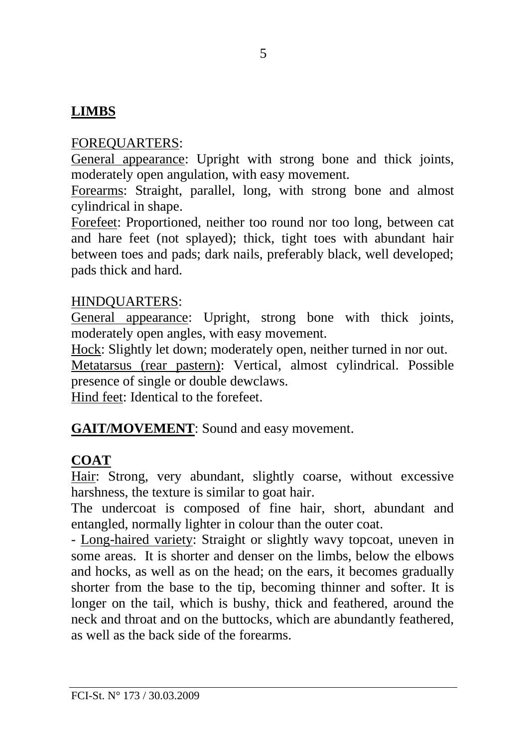## LIMBS

FOREQUARTERS:

General appearance: Upright with strong bone and thick joints, moderately open angulation, with easy movement.

Forearms: Straight, parallel, long, with strong bone and almost cylindrical in shape.

Forefeet: Proportioned, neither too round nor too long, between cat and hare feet (not splayed); thick, tight toes with abundant hair between toes and pads; dark nails, preferably black, well developed; pads thick and hard.

HINDQUARTERS:

General appearance: Upright, strong bone with thick joints, moderately open angles, with easy movement.

Hock: Slightly let down; moderately open, neither turned in nor out.

Metatarsus (rear pastern): Vertical, almost cylindrical. Possible presence of single or double dewclaws.

Hind feet: Identical to the forefeet.

**GAIT/MOVEMENT**: Sound and easy movement.

## COAT

Hair: Strong, very abundant, slightly coarse, without excessive harshness, the texture is similar to goat hair.

The undercoat is composed of fine hair, short, abundant and entangled, normally lighter in colour than the outer coat.

- Long-haired variety: Straight or slightly wavy topcoat, uneven in some areas. It is shorter and denser on the limbs, below the elbows and hocks, as well as on the head; on the ears, it becomes gradually shorter from the base to the tip, becoming thinner and softer. It is longer on the tail, which is bushy, thick and feathered, around the neck and throat and on the buttocks, which are abundantly feathered, as well as the back side of the forearms.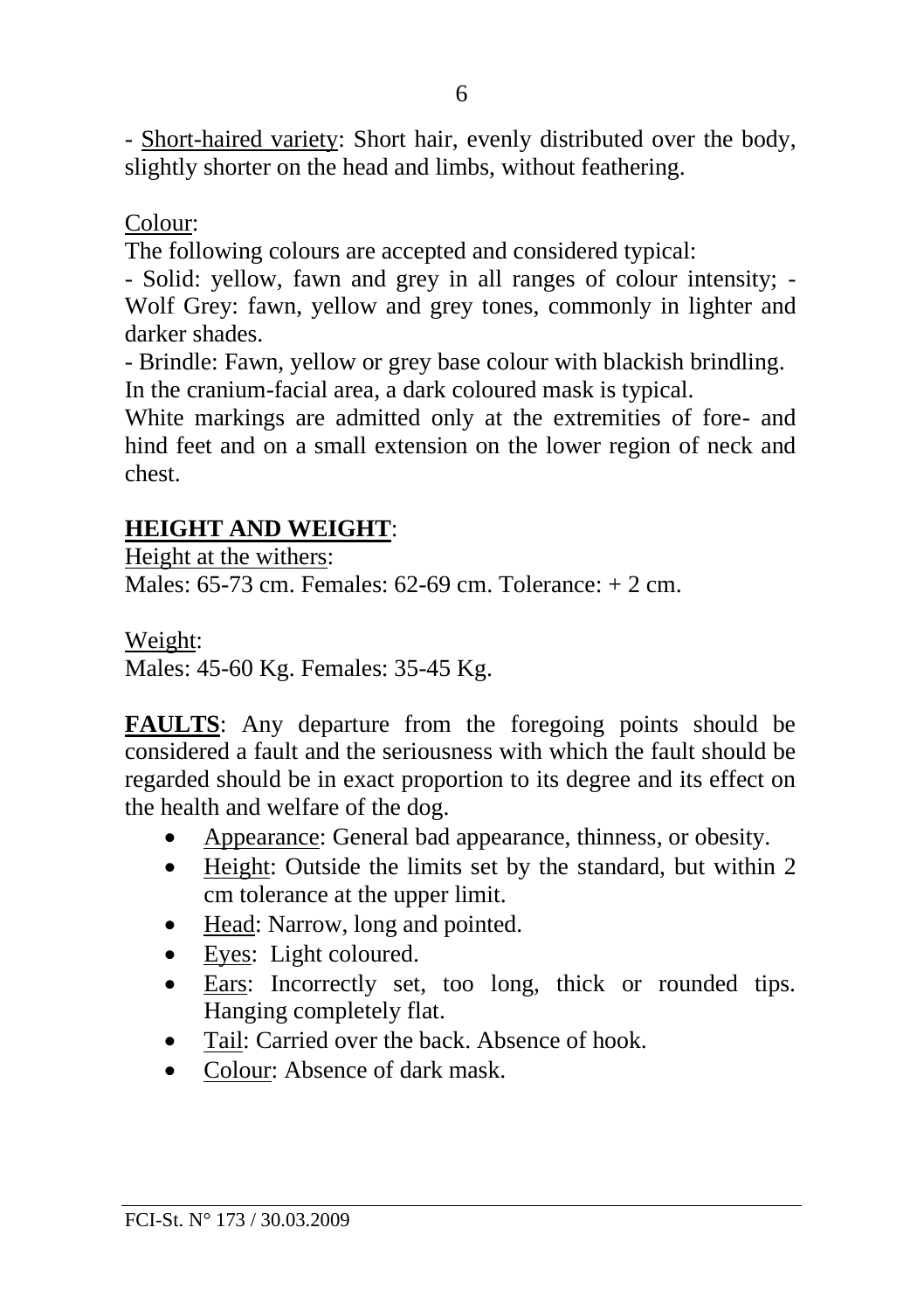- Short-haired variety: Short hair, evenly distributed over the body, slightly shorter on the head and limbs, without feathering.

Colour:

The following colours are accepted and considered typical:

- Solid: yellow, fawn and grey in all ranges of colour intensity; - Wolf Grey: fawn, yellow and grey tones, commonly in lighter and darker shades.
- Brindle: Fawn, yellow or grey base colour with blackish brindling.

In the cranium-facial area, a dark coloured mask is typical.

White markings are admitted only at the extremities of fore- and hind feet and on a small extension on the lower region of neck and chest.

**HEIGHT AND WEIGHT**:

Height at the withers:

Males: 65-73 cm. Females: 62-69 cm. Tolerance: + 2 cm.

Weight:

Males: 45-60 Kg. Females: 35-45 Kg.

**FAULTS**: Any departure from the foregoing points should be considered a fault and the seriousness with which the fault should be regarded should be in exact proportion to its degree and its effect on the health and welfare of the dog.

- Appearance: General bad appearance, thinness, or obesity.
- Height: Outside the limits set by the standard, but within 2 cm tolerance at the upper limit.
- Head: Narrow, long and pointed.
- Eyes: Light coloured.
- Ears: Incorrectly set, too long, thick or rounded tips. Hanging completely flat.
- Tail: Carried over the back. Absence of hook.
- Colour: Absence of dark mask.

FCI-St. N° 173 / 30.03.2009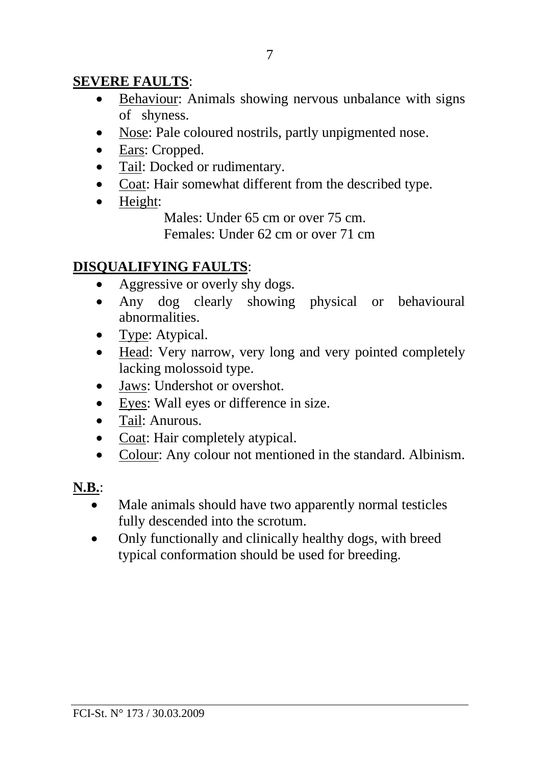**SEVERE FAULTS**:

- Behaviour: Animals showing nervous unbalance with signs of shyness.
- Nose: Pale coloured nostrils, partly unpigmented nose.
- Ears: Cropped.
- Tail: Docked or rudimentary.
- Coat: Hair somewhat different from the described type.
- Height:
  Males: Under 65 cm or over 75 cm.
  Females: Under 62 cm or over 71 cm

**DISQUALIFYING FAULTS**:

- Aggressive or overly shy dogs.
- Any dog clearly showing physical or behavioural abnormalities.
- Type: Atypical.
- Head: Very narrow, very long and very pointed completely lacking molossoid type.
- Jaws: Undershot or overshot.
- Eyes: Wall eyes or difference in size.
- Tail: Anurous.
- Coat: Hair completely atypical.
- Colour: Any colour not mentioned in the standard. Albinism.

**N.B.**:

- Male animals should have two apparently normal testicles fully descended into the scrotum.
- Only functionally and clinically healthy dogs, with breed typical conformation should be used for breeding.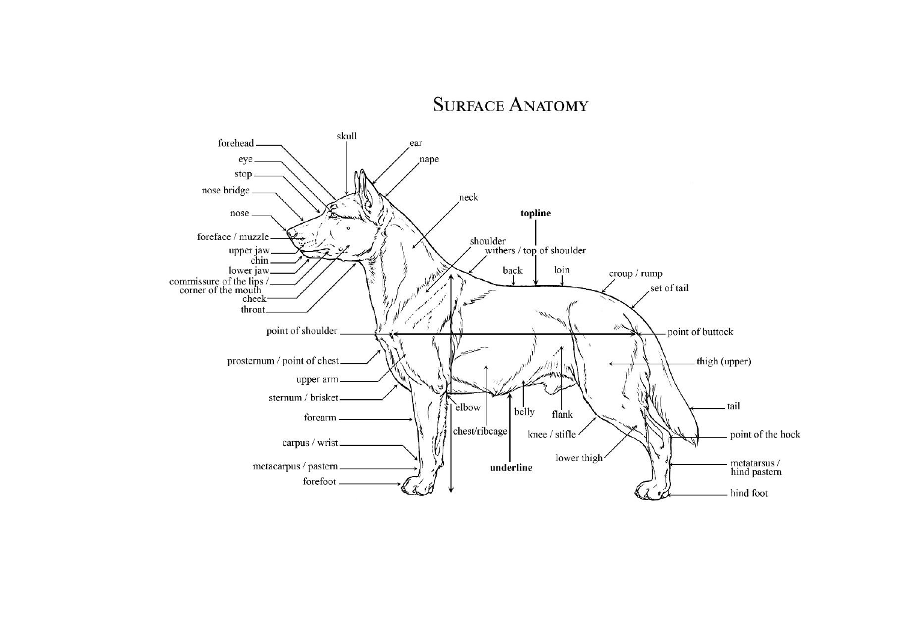# Surface Anatomy

forehead
eye
stop
nose bridge
nose
foreface / muzzle
upper jaw
chin
lower jaw
commissure of the lips / corner of the mouth
cheek
throat
skull
ear
nape
neck
topline
shoulder
withers / top of shoulder
back
loin
croup / rump
set of tail
point of shoulder
point of buttock
prosternum / point of chest
thigh (upper)
upper arm
sternum / brisket
elbow
belly
flank
tail
forearm
chest/ribcage
knee / stifle
point of the hock
carpus / wrist
lower thigh
metacarpus / pastern
underline
metatarsus / hind pastern
forefoot
hind foot